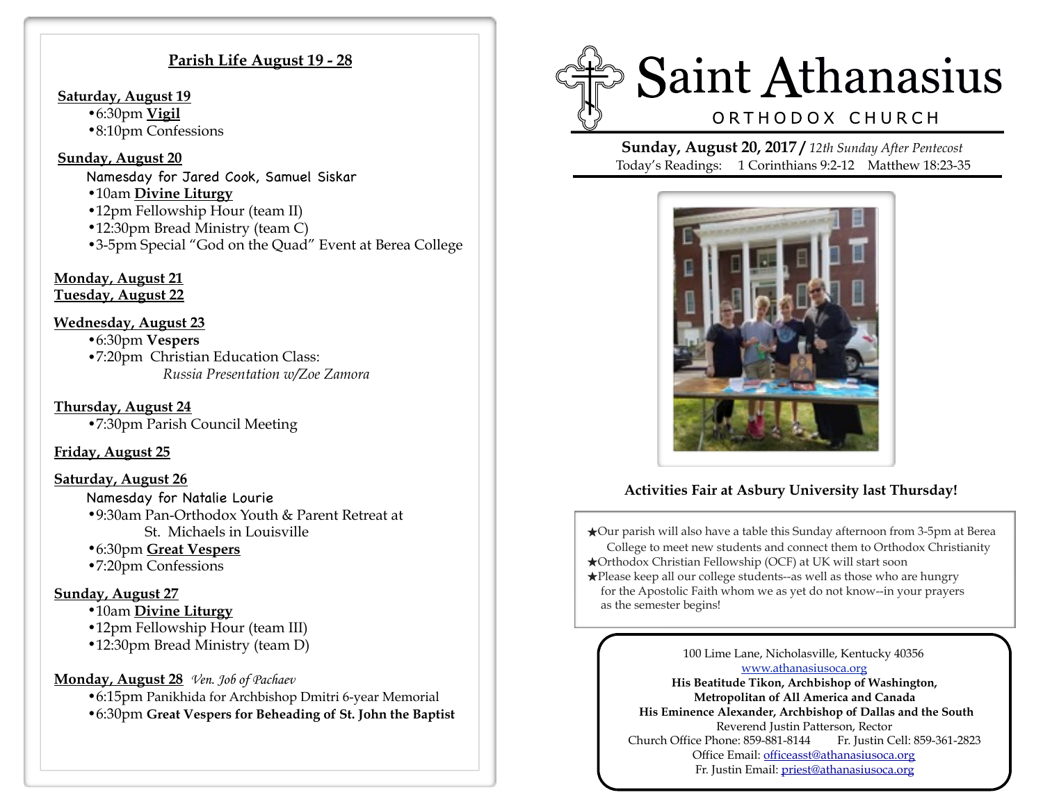## Parish Life August 19 - 28

**Saturday, August 19**

- 6:30pm **Vigil**
- 8:10pm Confessions

**Sunday, August 20**

Namesday for Jared Cook, Samuel Siskar

- 10am **Divine Liturgy**
- 12pm Fellowship Hour (team II)
- 12:30pm Bread Ministry (team C)
- 3-5pm Special “God on the Quad” Event at Berea College

**Monday, August 21**

**Tuesday, August 22**

**Wednesday, August 23**

- 6:30pm **Vespers**
- 7:20pm Christian Education Class: *Russia Presentation w/Zoe Zamora*

**Thursday, August 24**

- 7:30pm Parish Council Meeting

**Friday, August 25**

**Saturday, August 26**

Namesday for Natalie Lourie

- 9:30am Pan-Orthodox Youth & Parent Retreat at St. Michaels in Louisville
- 6:30pm **Great Vespers**
- 7:20pm Confessions

**Sunday, August 27**

- 10am **Divine Liturgy**
- 12pm Fellowship Hour (team III)
- 12:30pm Bread Ministry (team D)

**Monday, August 28** *Ven. Job of Pachaev*

- 6:15pm Panikhida for Archbishop Dmitri 6-year Memorial
- 6:30pm **Great Vespers for Beheading of St. John the Baptist**

# Saint Athanasius

## ORTHODOX CHURCH

**Sunday, August 20, 2017 /** *12th Sunday After Pentecost*

Today's Readings: 1 Corinthians 9:2-12 Matthew 18:23-35

**Activities Fair at Asbury University last Thursday!**

★Our parish will also have a table this Sunday afternoon from 3-5pm at Berea College to meet new students and connect them to Orthodox Christianity

★Orthodox Christian Fellowship (OCF) at UK will start soon

★Please keep all our college students--as well as those who are hungry for the Apostolic Faith whom we as yet do not know--in your prayers as the semester begins!

100 Lime Lane, Nicholasville, Kentucky 40356

www.athanasiusoca.org

**His Beatitude Tikon, Archbishop of Washington, Metropolitan of All America and Canada**

**His Eminence Alexander, Archbishop of Dallas and the South**

Reverend Justin Patterson, Rector

Church Office Phone: 859-881-8144 Fr. Justin Cell: 859-361-2823

Office Email: officeasst@athanasiusoca.org

Fr. Justin Email: priest@athanasiusoca.org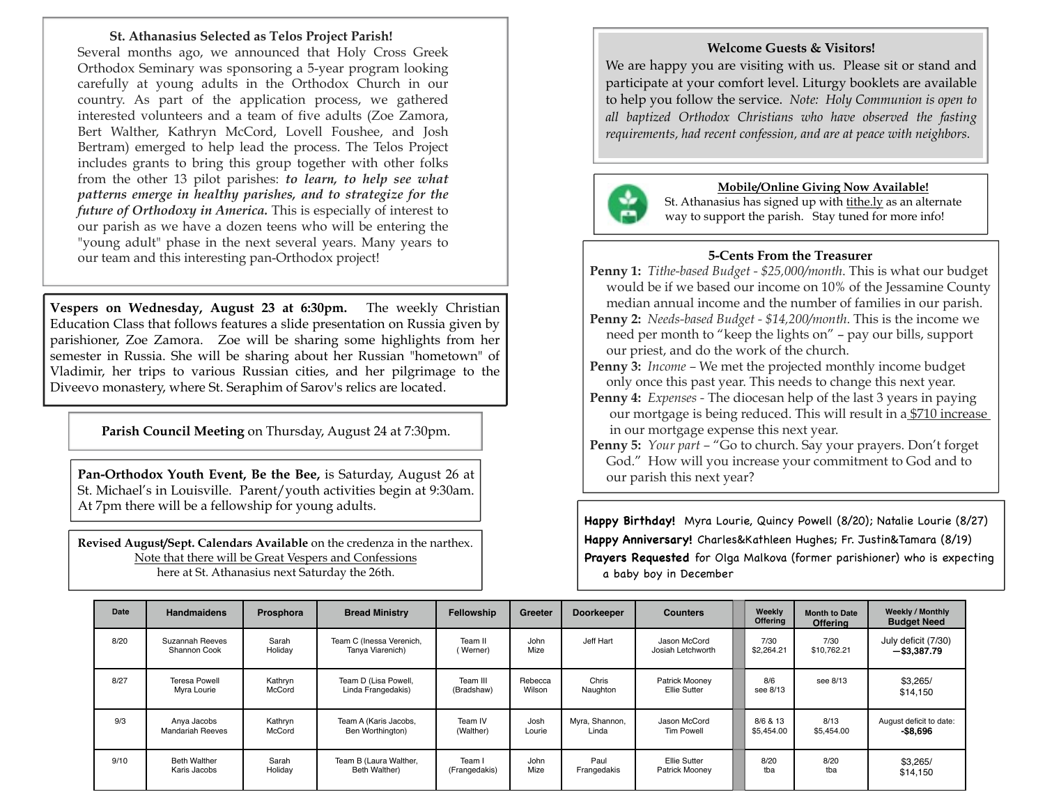### St. Athanasius Selected as Telos Project Parish!

Several months ago, we announced that Holy Cross Greek Orthodox Seminary was sponsoring a 5-year program looking carefully at young adults in the Orthodox Church in our country. As part of the application process, we gathered interested volunteers and a team of five adults (Zoe Zamora, Bert Walther, Kathryn McCord, Lovell Foushee, and Josh Bertram) emerged to help lead the process. The Telos Project includes grants to bring this group together with other folks from the other 13 pilot parishes: ***to learn, to help see what patterns emerge in healthy parishes, and to strategize for the future of Orthodoxy in America.*** This is especially of interest to our parish as we have a dozen teens who will be entering the "young adult" phase in the next several years. Many years to our team and this interesting pan-Orthodox project!

**Vespers on Wednesday, August 23 at 6:30pm.** The weekly Christian Education Class that follows features a slide presentation on Russia given by parishioner, Zoe Zamora. Zoe will be sharing some highlights from her semester in Russia. She will be sharing about her Russian "hometown" of Vladimir, her trips to various Russian cities, and her pilgrimage to the Diveevo monastery, where St. Seraphim of Sarov's relics are located.

**Parish Council Meeting** on Thursday, August 24 at 7:30pm.

**Pan-Orthodox Youth Event, Be the Bee,** is Saturday, August 26 at St. Michael's in Louisville. Parent/youth activities begin at 9:30am. At 7pm there will be a fellowship for young adults.

**Revised August/Sept. Calendars Available** on the credenza in the narthex. Note that there will be Great Vespers and Confessions here at St. Athanasius next Saturday the 26th.

### Welcome Guests & Visitors!

We are happy you are visiting with us. Please sit or stand and participate at your comfort level. Liturgy booklets are available to help you follow the service. *Note: Holy Communion is open to all baptized Orthodox Christians who have observed the fasting requirements, had recent confession, and are at peace with neighbors.*

### Mobile/Online Giving Now Available!

St. Athanasius has signed up with tithe.ly as an alternate way to support the parish. Stay tuned for more info!

### 5-Cents From the Treasurer

**Penny 1:** *Tithe-based Budget - $25,000/month.* This is what our budget would be if we based our income on 10% of the Jessamine County median annual income and the number of families in our parish.

**Penny 2:** *Needs-based Budget - $14,200/month.* This is the income we need per month to "keep the lights on" – pay our bills, support our priest, and do the work of the church.

**Penny 3:** *Income* – We met the projected monthly income budget only once this past year. This needs to change this next year.

**Penny 4:** *Expenses* - The diocesan help of the last 3 years in paying our mortgage is being reduced. This will result in a $710 increase in our mortgage expense this next year.

**Penny 5:** *Your part* – "Go to church. Say your prayers. Don't forget God." How will you increase your commitment to God and to our parish this next year?

**Happy Birthday!** Myra Lourie, Quincy Powell (8/20); Natalie Lourie (8/27)

**Happy Anniversary!** Charles&Kathleen Hughes; Fr. Justin&Tamara (8/19)

**Prayers Requested** for Olga Malkova (former parishioner) who is expecting a baby boy in December

| Date | Handmaidens | Prosphora | Bread Ministry | Fellowship | Greeter | Doorkeeper | Counters | Weekly Offering | Month to Date Offering | Weekly / Monthly Budget Need |
|---|---|---|---|---|---|---|---|---|---|---|
| 8/20 | Suzannah Reeves Shannon Cook | Sarah Holiday | Team C (Inessa Verenich, Tanya Viarenich) | Team II (Werner) | John Mize | Jeff Hart | Jason McCord Josiah Letchworth | 7/30 $2,264.21 | 7/30 $10,762.21 | July deficit (7/30) **—$3,387.79** |
| 8/27 | Teresa Powell Myra Lourie | Kathryn McCord | Team D (Lisa Powell, Linda Frangedakis) | Team III (Bradshaw) | Rebecca Wilson | Chris Naughton | Patrick Mooney Ellie Sutter | 8/6 see 8/13 | see 8/13 | $3,265/ $14,150 |
| 9/3 | Anya Jacobs Mandariah Reeves | Kathryn McCord | Team A (Karis Jacobs, Ben Worthington) | Team IV (Walther) | Josh Lourie | Myra, Shannon, Linda | Jason McCord Tim Powell | 8/6 & 13 $5,454.00 | 8/13 $5,454.00 | August deficit to date: **-$8,696** |
| 9/10 | Beth Walther Karis Jacobs | Sarah Holiday | Team B (Laura Walther, Beth Walther) | Team I (Frangedakis) | John Mize | Paul Frangedakis | Ellie Sutter Patrick Mooney | 8/20 tba | 8/20 tba | $3,265/ $14,150 |